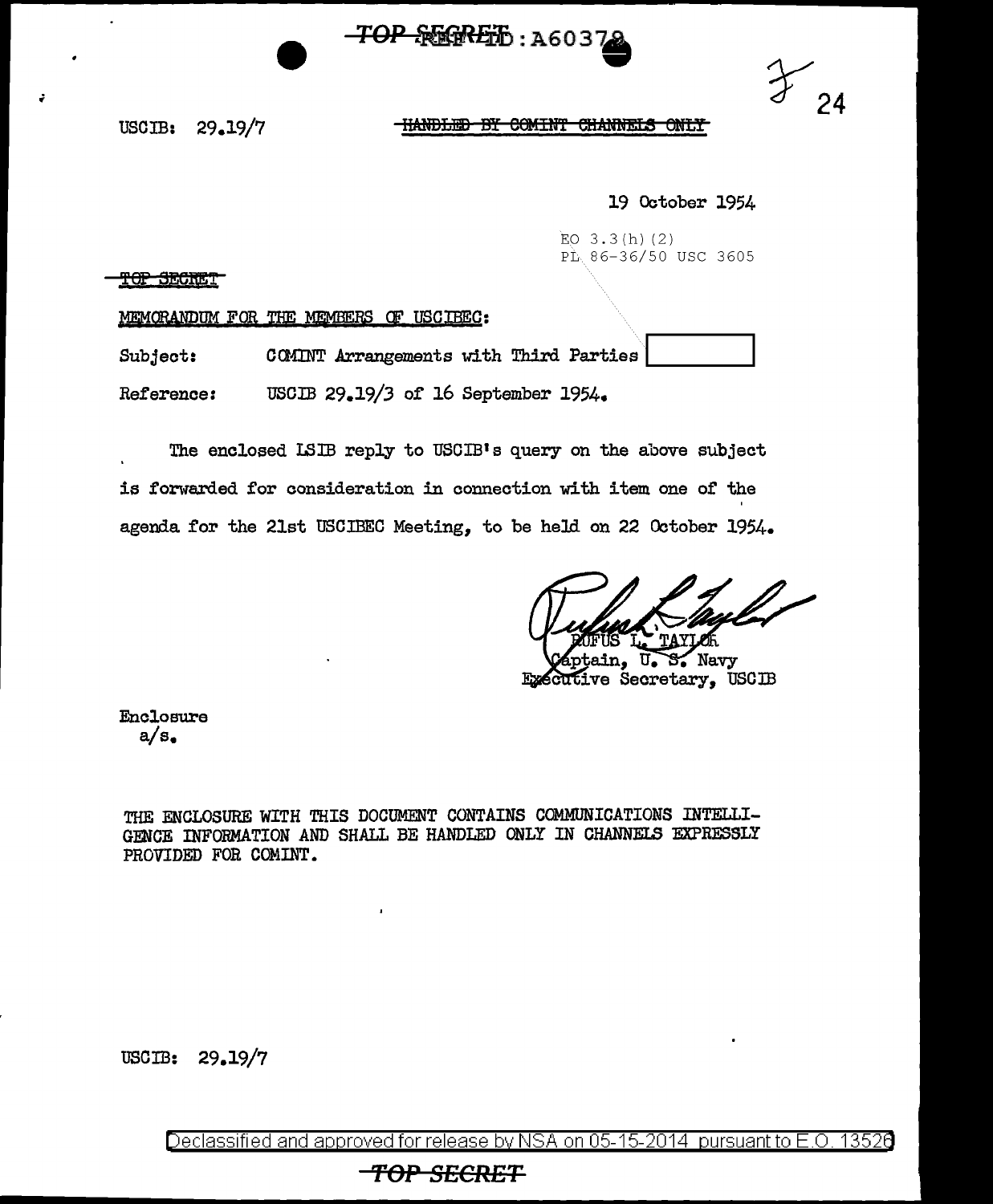TOP SECRET REF ID: A60378

USCIB: 29.19/7

~~HANDLED BY COMINT CHANNELS ONLY~~

19 October 1954

EO 3.3(h)(2)
PL 86-36/50 USC 3605

~~TOP SECRET~~

MEMORANDUM FOR THE MEMBERS OF USCIBEC:

Subject: COMINT Arrangements with Third Parties [          ]

Reference: USCIB 29.19/3 of 16 September 1954.

The enclosed LSIB reply to USCIB's query on the above subject is forwarded for consideration in connection with item one of the agenda for the 21st USCIBEC Meeting, to be held on 22 October 1954.

RUFUS L. TAYLOR
Captain, U. S. Navy
Executive Secretary, USCIB

Enclosure
a/s.

THE ENCLOSURE WITH THIS DOCUMENT CONTAINS COMMUNICATIONS INTELLIGENCE INFORMATION AND SHALL BE HANDLED ONLY IN CHANNELS EXPRESSLY PROVIDED FOR COMINT.

USCIB: 29.19/7

Declassified and approved for release by NSA on 05-15-2014 pursuant to E.O. 13526

TOP SECRET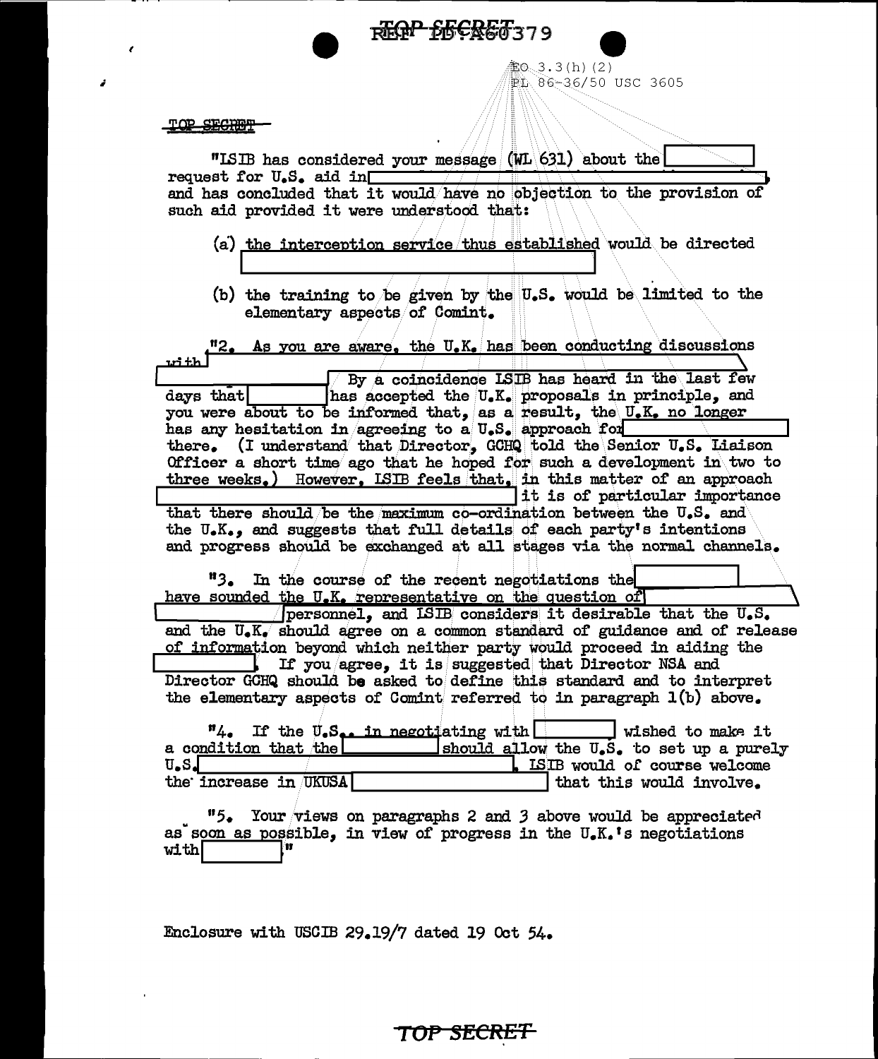EO 3.3(h)(2)
PL 86-36/50 USC 3605

TOP SECRET

"ISIB has considered your message (WL 631) about the [redacted] request for U.S. aid in [redacted], and has concluded that it would have no objection to the provision of such aid provided it were understood that:

(a) the interception service thus established would be directed [redacted]

(b) the training to be given by the U.S. would be limited to the elementary aspects of Comint.

"2. As you are aware, the U.K. has been conducting discussions with [redacted]. By a coincidence ISIB has heard in the last few days that [redacted] has accepted the U.K. proposals in principle, and you were about to be informed that, as a result, the U.K. no longer has any hesitation in agreeing to a U.S. approach for [redacted] there. (I understand that Director, GCHQ told the Senior U.S. Liaison Officer a short time ago that he hoped for such a development in two to three weeks.) However, ISIB feels that, in this matter of an approach [redacted] it is of particular importance that there should be the maximum co-ordination between the U.S. and the U.K., and suggests that full details of each party's intentions and progress should be exchanged at all stages via the normal channels.

"3. In the course of the recent negotiations the [redacted] have sounded the U.K. representative on the question of [redacted] personnel, and ISIB considers it desirable that the U.S. and the U.K. should agree on a common standard of guidance and of release of information beyond which neither party would proceed in aiding the [redacted]. If you agree, it is suggested that Director NSA and Director GCHQ should be asked to define this standard and to interpret the elementary aspects of Comint referred to in paragraph 1(b) above.

"4. If the U.S., in negotiating with [redacted] wished to make it a condition that the [redacted] should allow the U.S. to set up a purely U.S. [redacted]. ISIB would of course welcome the increase in UKUSA [redacted] that this would involve.

"5. Your views on paragraphs 2 and 3 above would be appreciated as soon as possible, in view of progress in the U.K.'s negotiations with [redacted]."

Enclosure with USCIB 29.19/7 dated 19 Oct 54.

TOP SECRET